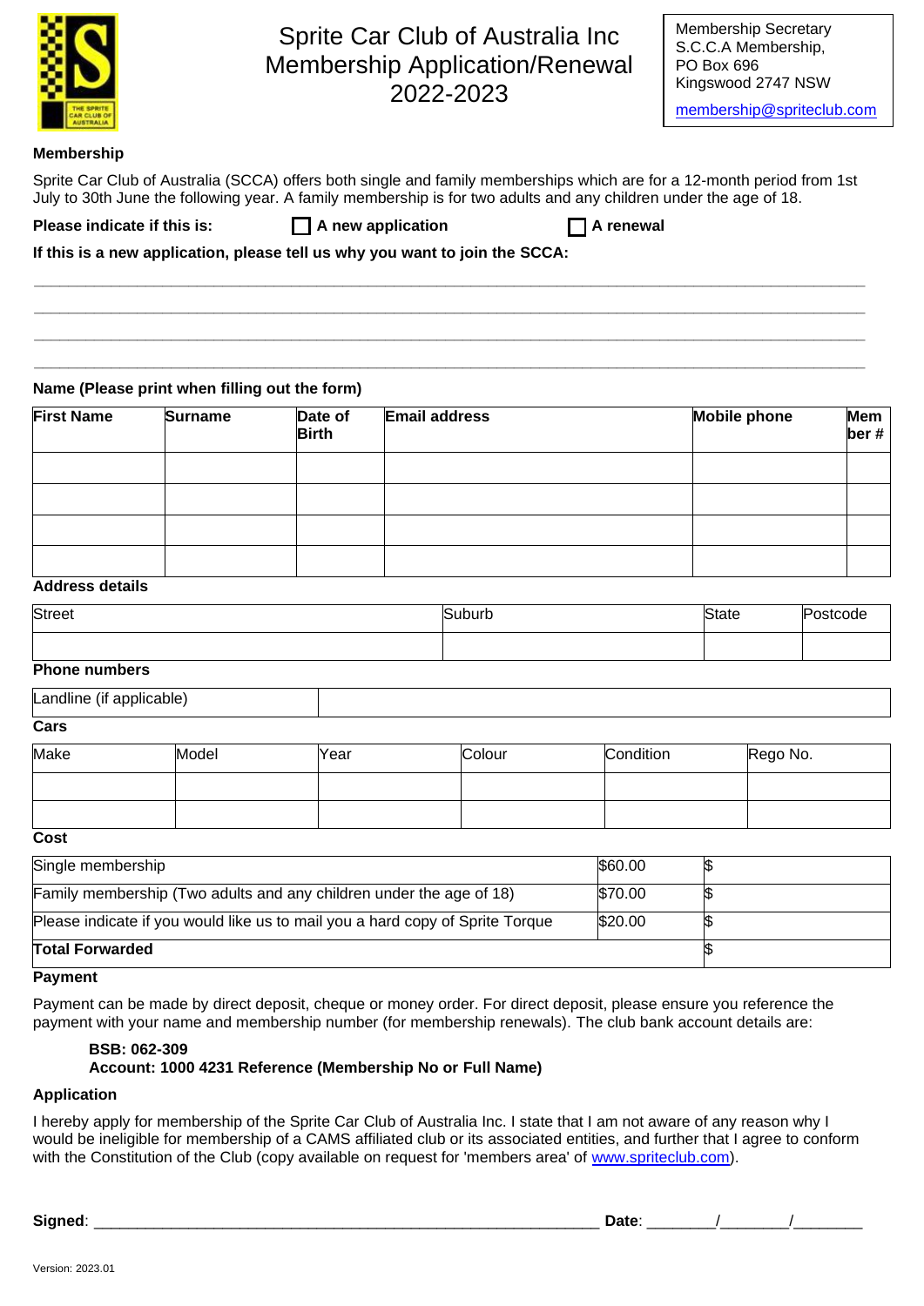# Sprite Car Club of Australia Inc Membership Application/Renewal 2022-2023

Membership Secretary
S.C.C.A Membership,
PO Box 696
Kingswood 2747 NSW
membership@spriteclub.com

**Membership**

Sprite Car Club of Australia (SCCA) offers both single and family memberships which are for a 12-month period from 1st July to 30th June the following year. A family membership is for two adults and any children under the age of 18.

**Please indicate if this is:** ☐ **A new application** ☐ **A renewal**

**If this is a new application, please tell us why you want to join the SCCA:**

______________________________________________________________________________

______________________________________________________________________________

______________________________________________________________________________

______________________________________________________________________________

**Name (Please print when filling out the form)**

| **First Name** | **Surname** | **Date of Birth** | **Email address** | **Mobile phone** | **Member #** |
|---|---|---|---|---|---|
| | | | | | |
| | | | | | |
| | | | | | |
| | | | | | |

**Address details**

| Street | Suburb | State | Postcode |
|---|---|---|---|
| | | | |

**Phone numbers**

| Landline (if applicable) | |
|---|---|

**Cars**

| Make | Model | Year | Colour | Condition | Rego No. |
|---|---|---|---|---|---|
| | | | | | |
| | | | | | |

**Cost**

| | | |
|---|---|---|
| Single membership | $60.00 | $ |
| Family membership (Two adults and any children under the age of 18) | $70.00 | $ |
| Please indicate if you would like us to mail you a hard copy of Sprite Torque | $20.00 | $ |
| **Total Forwarded** | | $ |

**Payment**

Payment can be made by direct deposit, cheque or money order. For direct deposit, please ensure you reference the payment with your name and membership number (for membership renewals). The club bank account details are:

**BSB: 062-309**
**Account: 1000 4231 Reference (Membership No or Full Name)**

**Application**

I hereby apply for membership of the Sprite Car Club of Australia Inc. I state that I am not aware of any reason why I would be ineligible for membership of a CAMS affiliated club or its associated entities, and further that I agree to conform with the Constitution of the Club (copy available on request for 'members area' of www.spriteclub.com).

**Signed**: ____________________________________________ **Date**: ________/________/________

Version: 2023.01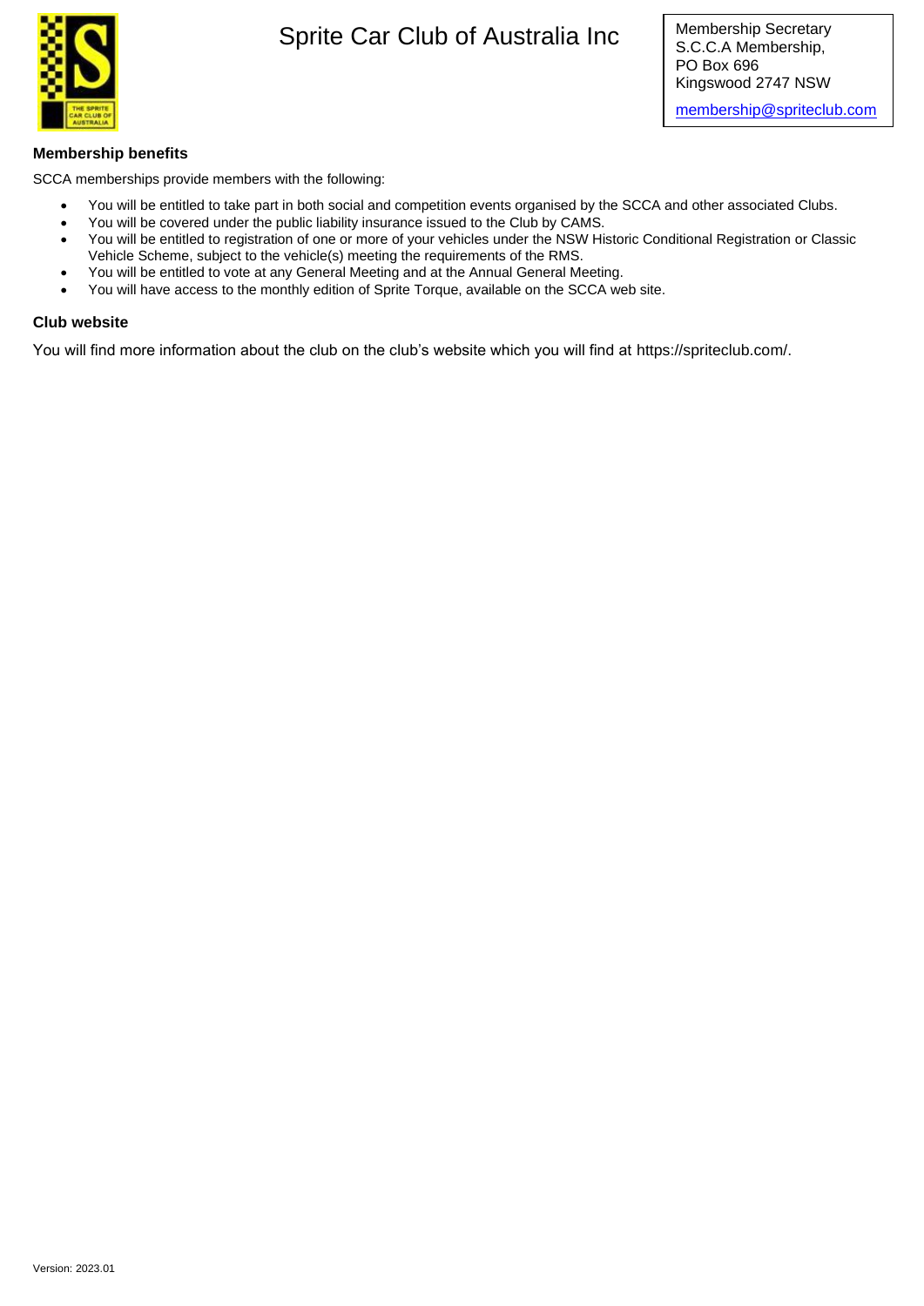# Sprite Car Club of Australia Inc

Membership Secretary
S.C.C.A Membership,
PO Box 696
Kingswood 2747 NSW

membership@spriteclub.com

## Membership benefits

SCCA memberships provide members with the following:

- You will be entitled to take part in both social and competition events organised by the SCCA and other associated Clubs.
- You will be covered under the public liability insurance issued to the Club by CAMS.
- You will be entitled to registration of one or more of your vehicles under the NSW Historic Conditional Registration or Classic Vehicle Scheme, subject to the vehicle(s) meeting the requirements of the RMS.
- You will be entitled to vote at any General Meeting and at the Annual General Meeting.
- You will have access to the monthly edition of Sprite Torque, available on the SCCA web site.

## Club website

You will find more information about the club on the club's website which you will find at https://spriteclub.com/.

Version: 2023.01